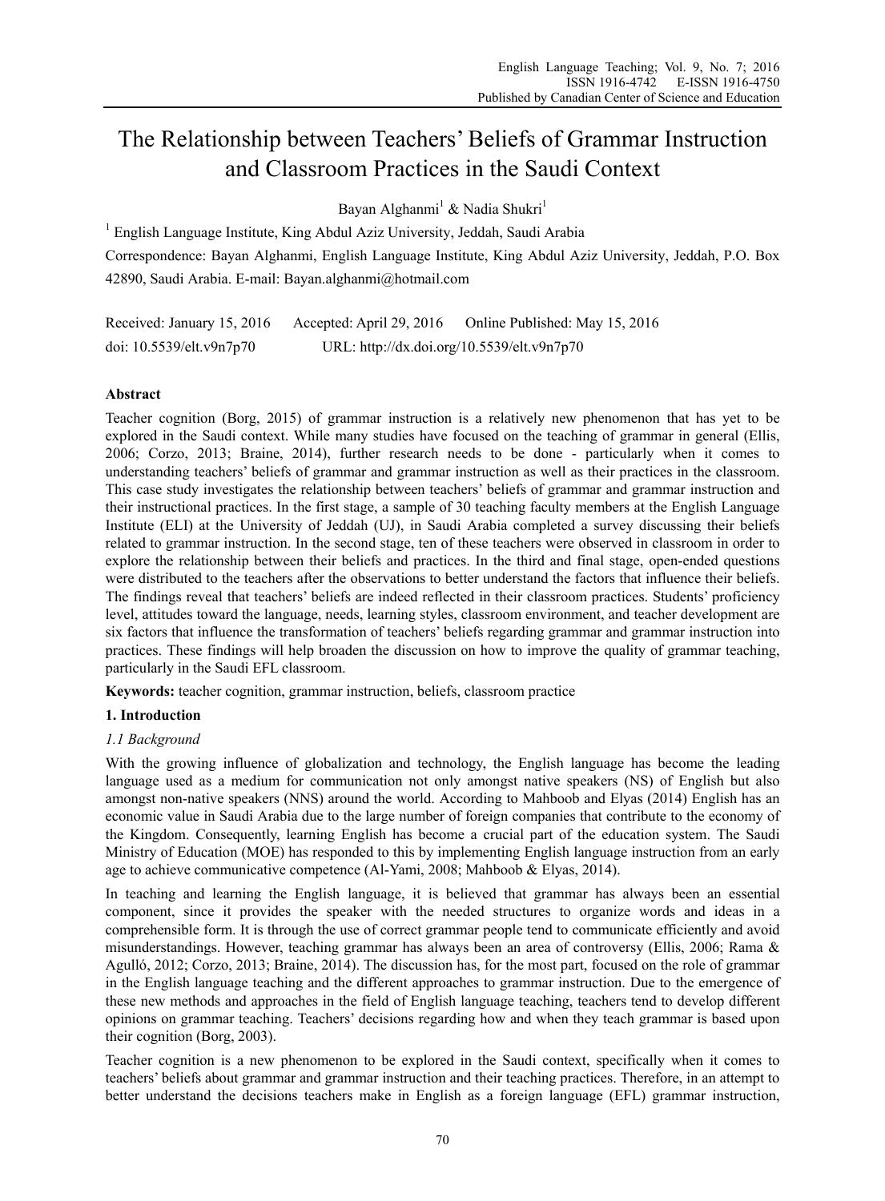# The Relationship between Teachers' Beliefs of Grammar Instruction and Classroom Practices in the Saudi Context

Bayan Alghanmi[1] & Nadia Shukri[1]

[1] English Language Institute, King Abdul Aziz University, Jeddah, Saudi Arabia

Correspondence: Bayan Alghanmi, English Language Institute, King Abdul Aziz University, Jeddah, P.O. Box 42890, Saudi Arabia. E-mail: Bayan.alghanmi@hotmail.com

Received: January 15, 2016 Accepted: April 29, 2016 Online Published: May 15, 2016

doi: 10.5539/elt.v9n7p70 URL: http://dx.doi.org/10.5539/elt.v9n7p70

## Abstract

Teacher cognition (Borg, 2015) of grammar instruction is a relatively new phenomenon that has yet to be explored in the Saudi context. While many studies have focused on the teaching of grammar in general (Ellis, 2006; Corzo, 2013; Braine, 2014), further research needs to be done - particularly when it comes to understanding teachers' beliefs of grammar and grammar instruction as well as their practices in the classroom. This case study investigates the relationship between teachers' beliefs of grammar and grammar instruction and their instructional practices. In the first stage, a sample of 30 teaching faculty members at the English Language Institute (ELI) at the University of Jeddah (UJ), in Saudi Arabia completed a survey discussing their beliefs related to grammar instruction. In the second stage, ten of these teachers were observed in classroom in order to explore the relationship between their beliefs and practices. In the third and final stage, open-ended questions were distributed to the teachers after the observations to better understand the factors that influence their beliefs. The findings reveal that teachers' beliefs are indeed reflected in their classroom practices. Students' proficiency level, attitudes toward the language, needs, learning styles, classroom environment, and teacher development are six factors that influence the transformation of teachers' beliefs regarding grammar and grammar instruction into practices. These findings will help broaden the discussion on how to improve the quality of grammar teaching, particularly in the Saudi EFL classroom.

**Keywords:** teacher cognition, grammar instruction, beliefs, classroom practice

## 1. Introduction

### 1.1 Background

With the growing influence of globalization and technology, the English language has become the leading language used as a medium for communication not only amongst native speakers (NS) of English but also amongst non-native speakers (NNS) around the world. According to Mahboob and Elyas (2014) English has an economic value in Saudi Arabia due to the large number of foreign companies that contribute to the economy of the Kingdom. Consequently, learning English has become a crucial part of the education system. The Saudi Ministry of Education (MOE) has responded to this by implementing English language instruction from an early age to achieve communicative competence (Al-Yami, 2008; Mahboob & Elyas, 2014).

In teaching and learning the English language, it is believed that grammar has always been an essential component, since it provides the speaker with the needed structures to organize words and ideas in a comprehensible form. It is through the use of correct grammar people tend to communicate efficiently and avoid misunderstandings. However, teaching grammar has always been an area of controversy (Ellis, 2006; Rama & Agulló, 2012; Corzo, 2013; Braine, 2014). The discussion has, for the most part, focused on the role of grammar in the English language teaching and the different approaches to grammar instruction. Due to the emergence of these new methods and approaches in the field of English language teaching, teachers tend to develop different opinions on grammar teaching. Teachers' decisions regarding how and when they teach grammar is based upon their cognition (Borg, 2003).

Teacher cognition is a new phenomenon to be explored in the Saudi context, specifically when it comes to teachers' beliefs about grammar and grammar instruction and their teaching practices. Therefore, in an attempt to better understand the decisions teachers make in English as a foreign language (EFL) grammar instruction,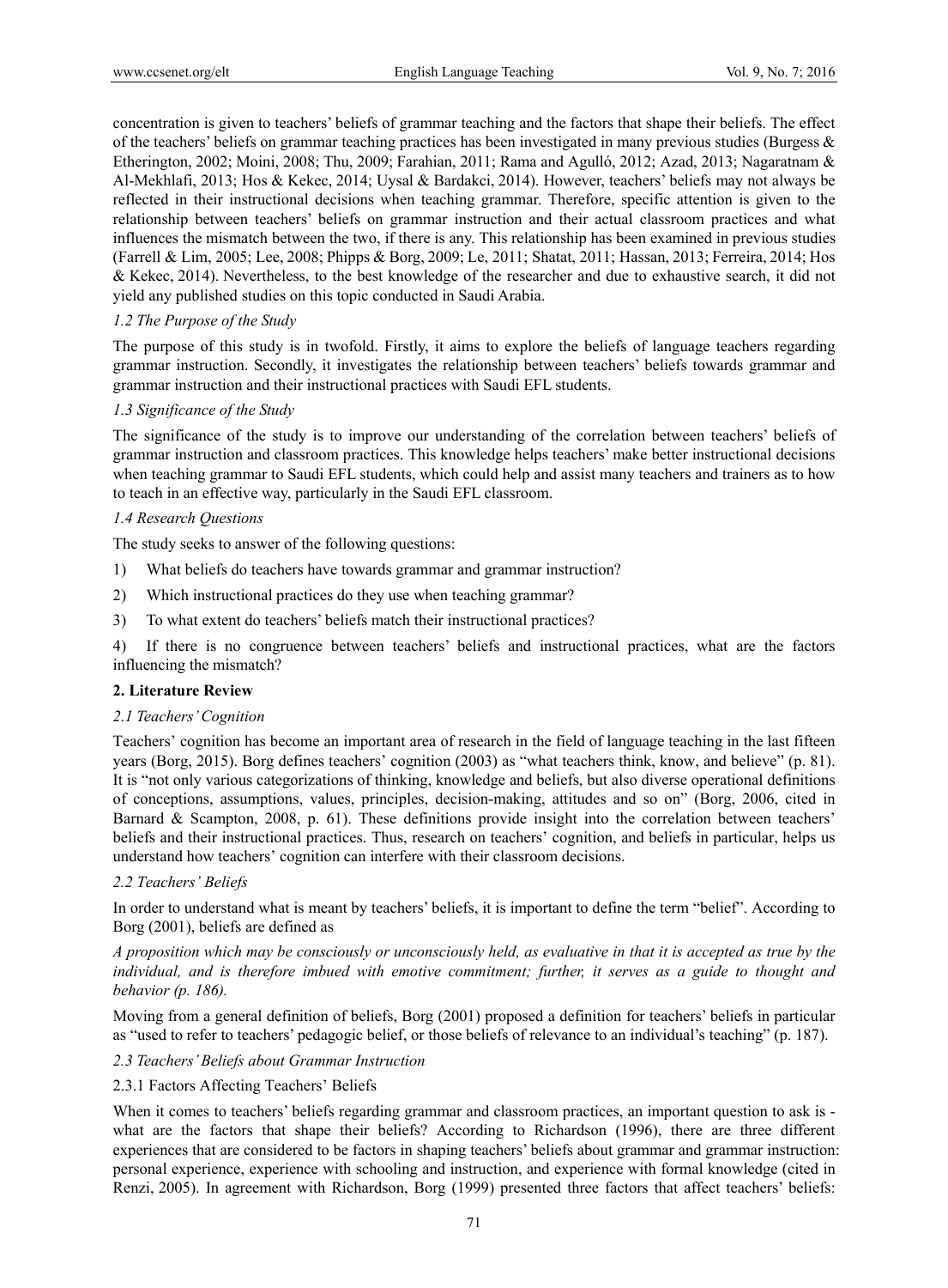concentration is given to teachers' beliefs of grammar teaching and the factors that shape their beliefs. The effect of the teachers' beliefs on grammar teaching practices has been investigated in many previous studies (Burgess & Etherington, 2002; Moini, 2008; Thu, 2009; Farahian, 2011; Rama and Agulló, 2012; Azad, 2013; Nagaratnam & Al-Mekhlafi, 2013; Hos & Kekec, 2014; Uysal & Bardakci, 2014). However, teachers' beliefs may not always be reflected in their instructional decisions when teaching grammar. Therefore, specific attention is given to the relationship between teachers' beliefs on grammar instruction and their actual classroom practices and what influences the mismatch between the two, if there is any. This relationship has been examined in previous studies (Farrell & Lim, 2005; Lee, 2008; Phipps & Borg, 2009; Le, 2011; Shatat, 2011; Hassan, 2013; Ferreira, 2014; Hos & Kekec, 2014). Nevertheless, to the best knowledge of the researcher and due to exhaustive search, it did not yield any published studies on this topic conducted in Saudi Arabia.

### *1.2 The Purpose of the Study*

The purpose of this study is in twofold. Firstly, it aims to explore the beliefs of language teachers regarding grammar instruction. Secondly, it investigates the relationship between teachers' beliefs towards grammar and grammar instruction and their instructional practices with Saudi EFL students.

### *1.3 Significance of the Study*

The significance of the study is to improve our understanding of the correlation between teachers' beliefs of grammar instruction and classroom practices. This knowledge helps teachers' make better instructional decisions when teaching grammar to Saudi EFL students, which could help and assist many teachers and trainers as to how to teach in an effective way, particularly in the Saudi EFL classroom.

### *1.4 Research Questions*

The study seeks to answer of the following questions:

1) What beliefs do teachers have towards grammar and grammar instruction?

2) Which instructional practices do they use when teaching grammar?

3) To what extent do teachers' beliefs match their instructional practices?

4) If there is no congruence between teachers' beliefs and instructional practices, what are the factors influencing the mismatch?

## **2. Literature Review**

### *2.1 Teachers' Cognition*

Teachers' cognition has become an important area of research in the field of language teaching in the last fifteen years (Borg, 2015). Borg defines teachers' cognition (2003) as "what teachers think, know, and believe" (p. 81). It is "not only various categorizations of thinking, knowledge and beliefs, but also diverse operational definitions of conceptions, assumptions, values, principles, decision-making, attitudes and so on" (Borg, 2006, cited in Barnard & Scampton, 2008, p. 61). These definitions provide insight into the correlation between teachers' beliefs and their instructional practices. Thus, research on teachers' cognition, and beliefs in particular, helps us understand how teachers' cognition can interfere with their classroom decisions.

### *2.2 Teachers' Beliefs*

In order to understand what is meant by teachers' beliefs, it is important to define the term "belief". According to Borg (2001), beliefs are defined as

*A proposition which may be consciously or unconsciously held, as evaluative in that it is accepted as true by the individual, and is therefore imbued with emotive commitment; further, it serves as a guide to thought and behavior (p. 186).*

Moving from a general definition of beliefs, Borg (2001) proposed a definition for teachers' beliefs in particular as "used to refer to teachers' pedagogic belief, or those beliefs of relevance to an individual's teaching" (p. 187).

### *2.3 Teachers' Beliefs about Grammar Instruction*

#### 2.3.1 Factors Affecting Teachers' Beliefs

When it comes to teachers' beliefs regarding grammar and classroom practices, an important question to ask is - what are the factors that shape their beliefs? According to Richardson (1996), there are three different experiences that are considered to be factors in shaping teachers' beliefs about grammar and grammar instruction: personal experience, experience with schooling and instruction, and experience with formal knowledge (cited in Renzi, 2005). In agreement with Richardson, Borg (1999) presented three factors that affect teachers' beliefs: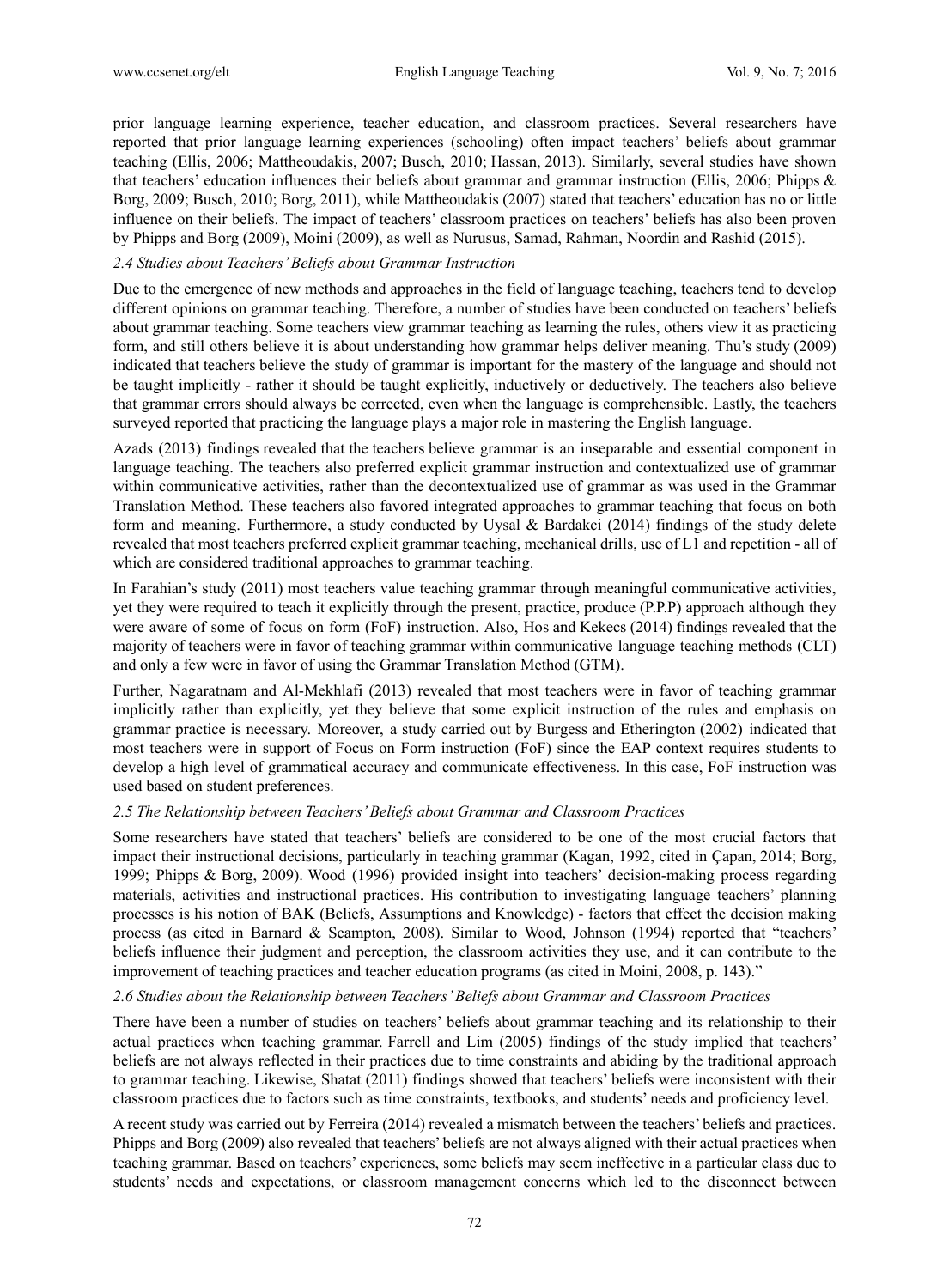prior language learning experience, teacher education, and classroom practices. Several researchers have reported that prior language learning experiences (schooling) often impact teachers' beliefs about grammar teaching (Ellis, 2006; Mattheoudakis, 2007; Busch, 2010; Hassan, 2013). Similarly, several studies have shown that teachers' education influences their beliefs about grammar and grammar instruction (Ellis, 2006; Phipps & Borg, 2009; Busch, 2010; Borg, 2011), while Mattheoudakis (2007) stated that teachers' education has no or little influence on their beliefs. The impact of teachers' classroom practices on teachers' beliefs has also been proven by Phipps and Borg (2009), Moini (2009), as well as Nurusus, Samad, Rahman, Noordin and Rashid (2015).

### *2.4 Studies about Teachers' Beliefs about Grammar Instruction*

Due to the emergence of new methods and approaches in the field of language teaching, teachers tend to develop different opinions on grammar teaching. Therefore, a number of studies have been conducted on teachers' beliefs about grammar teaching. Some teachers view grammar teaching as learning the rules, others view it as practicing form, and still others believe it is about understanding how grammar helps deliver meaning. Thu's study (2009) indicated that teachers believe the study of grammar is important for the mastery of the language and should not be taught implicitly - rather it should be taught explicitly, inductively or deductively. The teachers also believe that grammar errors should always be corrected, even when the language is comprehensible. Lastly, the teachers surveyed reported that practicing the language plays a major role in mastering the English language.

Azads (2013) findings revealed that the teachers believe grammar is an inseparable and essential component in language teaching. The teachers also preferred explicit grammar instruction and contextualized use of grammar within communicative activities, rather than the decontextualized use of grammar as was used in the Grammar Translation Method. These teachers also favored integrated approaches to grammar teaching that focus on both form and meaning. Furthermore, a study conducted by Uysal & Bardakci (2014) findings of the study delete revealed that most teachers preferred explicit grammar teaching, mechanical drills, use of L1 and repetition - all of which are considered traditional approaches to grammar teaching.

In Farahian's study (2011) most teachers value teaching grammar through meaningful communicative activities, yet they were required to teach it explicitly through the present, practice, produce (P.P.P) approach although they were aware of some of focus on form (FoF) instruction. Also, Hos and Kekecs (2014) findings revealed that the majority of teachers were in favor of teaching grammar within communicative language teaching methods (CLT) and only a few were in favor of using the Grammar Translation Method (GTM).

Further, Nagaratnam and Al-Mekhlafi (2013) revealed that most teachers were in favor of teaching grammar implicitly rather than explicitly, yet they believe that some explicit instruction of the rules and emphasis on grammar practice is necessary. Moreover, a study carried out by Burgess and Etherington (2002) indicated that most teachers were in support of Focus on Form instruction (FoF) since the EAP context requires students to develop a high level of grammatical accuracy and communicate effectiveness. In this case, FoF instruction was used based on student preferences.

### *2.5 The Relationship between Teachers' Beliefs about Grammar and Classroom Practices*

Some researchers have stated that teachers' beliefs are considered to be one of the most crucial factors that impact their instructional decisions, particularly in teaching grammar (Kagan, 1992, cited in Çapan, 2014; Borg, 1999; Phipps & Borg, 2009). Wood (1996) provided insight into teachers' decision-making process regarding materials, activities and instructional practices. His contribution to investigating language teachers' planning processes is his notion of BAK (Beliefs, Assumptions and Knowledge) - factors that effect the decision making process (as cited in Barnard & Scampton, 2008). Similar to Wood, Johnson (1994) reported that "teachers' beliefs influence their judgment and perception, the classroom activities they use, and it can contribute to the improvement of teaching practices and teacher education programs (as cited in Moini, 2008, p. 143)."

### *2.6 Studies about the Relationship between Teachers' Beliefs about Grammar and Classroom Practices*

There have been a number of studies on teachers' beliefs about grammar teaching and its relationship to their actual practices when teaching grammar. Farrell and Lim (2005) findings of the study implied that teachers' beliefs are not always reflected in their practices due to time constraints and abiding by the traditional approach to grammar teaching. Likewise, Shatat (2011) findings showed that teachers' beliefs were inconsistent with their classroom practices due to factors such as time constraints, textbooks, and students' needs and proficiency level.

A recent study was carried out by Ferreira (2014) revealed a mismatch between the teachers' beliefs and practices. Phipps and Borg (2009) also revealed that teachers' beliefs are not always aligned with their actual practices when teaching grammar. Based on teachers' experiences, some beliefs may seem ineffective in a particular class due to students' needs and expectations, or classroom management concerns which led to the disconnect between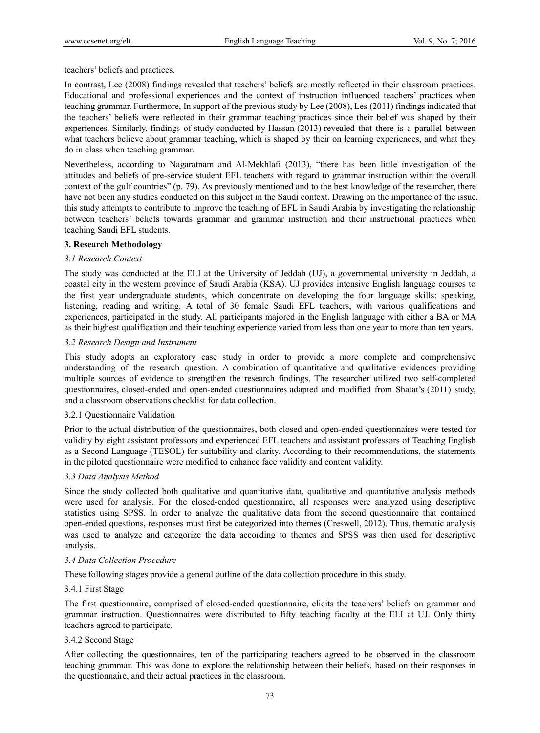teachers' beliefs and practices.

In contrast, Lee (2008) findings revealed that teachers' beliefs are mostly reflected in their classroom practices. Educational and professional experiences and the context of instruction influenced teachers' practices when teaching grammar. Furthermore, In support of the previous study by Lee (2008), Les (2011) findings indicated that the teachers' beliefs were reflected in their grammar teaching practices since their belief was shaped by their experiences. Similarly, findings of study conducted by Hassan (2013) revealed that there is a parallel between what teachers believe about grammar teaching, which is shaped by their on learning experiences, and what they do in class when teaching grammar.

Nevertheless, according to Nagaratnam and Al-Mekhlafi (2013), "there has been little investigation of the attitudes and beliefs of pre-service student EFL teachers with regard to grammar instruction within the overall context of the gulf countries" (p. 79). As previously mentioned and to the best knowledge of the researcher, there have not been any studies conducted on this subject in the Saudi context. Drawing on the importance of the issue, this study attempts to contribute to improve the teaching of EFL in Saudi Arabia by investigating the relationship between teachers' beliefs towards grammar and grammar instruction and their instructional practices when teaching Saudi EFL students.

## 3. Research Methodology

### *3.1 Research Context*

The study was conducted at the ELI at the University of Jeddah (UJ), a governmental university in Jeddah, a coastal city in the western province of Saudi Arabia (KSA). UJ provides intensive English language courses to the first year undergraduate students, which concentrate on developing the four language skills: speaking, listening, reading and writing. A total of 30 female Saudi EFL teachers, with various qualifications and experiences, participated in the study. All participants majored in the English language with either a BA or MA as their highest qualification and their teaching experience varied from less than one year to more than ten years.

### *3.2 Research Design and Instrument*

This study adopts an exploratory case study in order to provide a more complete and comprehensive understanding of the research question. A combination of quantitative and qualitative evidences providing multiple sources of evidence to strengthen the research findings. The researcher utilized two self-completed questionnaires, closed-ended and open-ended questionnaires adapted and modified from Shatat's (2011) study, and a classroom observations checklist for data collection.

#### 3.2.1 Questionnaire Validation

Prior to the actual distribution of the questionnaires, both closed and open-ended questionnaires were tested for validity by eight assistant professors and experienced EFL teachers and assistant professors of Teaching English as a Second Language (TESOL) for suitability and clarity. According to their recommendations, the statements in the piloted questionnaire were modified to enhance face validity and content validity.

### *3.3 Data Analysis Method*

Since the study collected both qualitative and quantitative data, qualitative and quantitative analysis methods were used for analysis. For the closed-ended questionnaire, all responses were analyzed using descriptive statistics using SPSS. In order to analyze the qualitative data from the second questionnaire that contained open-ended questions, responses must first be categorized into themes (Creswell, 2012). Thus, thematic analysis was used to analyze and categorize the data according to themes and SPSS was then used for descriptive analysis.

### *3.4 Data Collection Procedure*

These following stages provide a general outline of the data collection procedure in this study.

#### 3.4.1 First Stage

The first questionnaire, comprised of closed-ended questionnaire, elicits the teachers' beliefs on grammar and grammar instruction. Questionnaires were distributed to fifty teaching faculty at the ELI at UJ. Only thirty teachers agreed to participate.

#### 3.4.2 Second Stage

After collecting the questionnaires, ten of the participating teachers agreed to be observed in the classroom teaching grammar. This was done to explore the relationship between their beliefs, based on their responses in the questionnaire, and their actual practices in the classroom.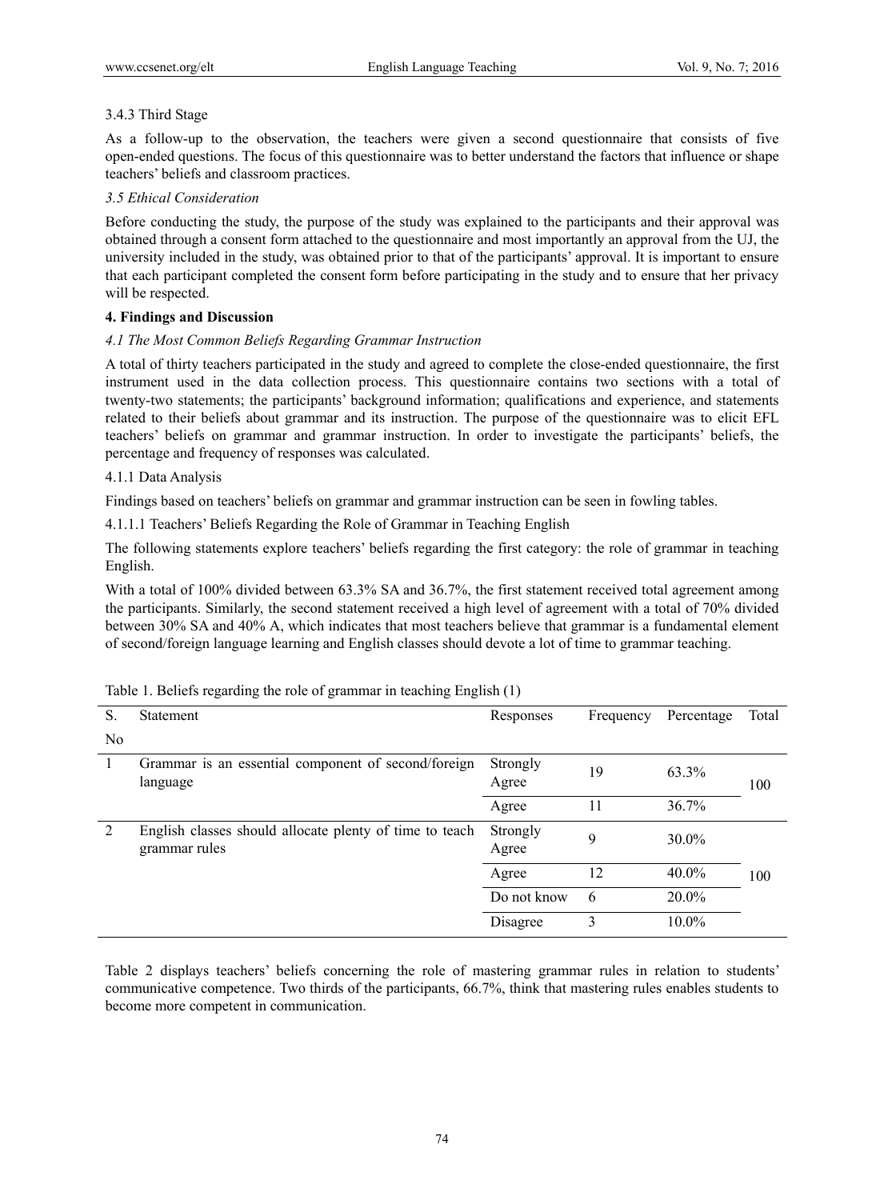3.4.3 Third Stage

As a follow-up to the observation, the teachers were given a second questionnaire that consists of five open-ended questions. The focus of this questionnaire was to better understand the factors that influence or shape teachers' beliefs and classroom practices.

*3.5 Ethical Consideration*

Before conducting the study, the purpose of the study was explained to the participants and their approval was obtained through a consent form attached to the questionnaire and most importantly an approval from the UJ, the university included in the study, was obtained prior to that of the participants' approval. It is important to ensure that each participant completed the consent form before participating in the study and to ensure that her privacy will be respected.

## 4. Findings and Discussion

*4.1 The Most Common Beliefs Regarding Grammar Instruction*

A total of thirty teachers participated in the study and agreed to complete the close-ended questionnaire, the first instrument used in the data collection process. This questionnaire contains two sections with a total of twenty-two statements; the participants' background information; qualifications and experience, and statements related to their beliefs about grammar and its instruction. The purpose of the questionnaire was to elicit EFL teachers' beliefs on grammar and grammar instruction. In order to investigate the participants' beliefs, the percentage and frequency of responses was calculated.

4.1.1 Data Analysis

Findings based on teachers' beliefs on grammar and grammar instruction can be seen in fowling tables.

4.1.1.1 Teachers' Beliefs Regarding the Role of Grammar in Teaching English

The following statements explore teachers' beliefs regarding the first category: the role of grammar in teaching English.

With a total of 100% divided between 63.3% SA and 36.7%, the first statement received total agreement among the participants. Similarly, the second statement received a high level of agreement with a total of 70% divided between 30% SA and 40% A, which indicates that most teachers believe that grammar is a fundamental element of second/foreign language learning and English classes should devote a lot of time to grammar teaching.

Table 1. Beliefs regarding the role of grammar in teaching English (1)

| S. No | Statement | Responses | Frequency | Percentage | Total |
|---|---|---|---|---|---|
| 1 | Grammar is an essential component of second/foreign language | Strongly Agree | 19 | 63.3% | 100 |
| | | Agree | 11 | 36.7% | |
| 2 | English classes should allocate plenty of time to teach grammar rules | Strongly Agree | 9 | 30.0% | 100 |
| | | Agree | 12 | 40.0% | |
| | | Do not know | 6 | 20.0% | |
| | | Disagree | 3 | 10.0% | |

Table 2 displays teachers' beliefs concerning the role of mastering grammar rules in relation to students' communicative competence. Two thirds of the participants, 66.7%, think that mastering rules enables students to become more competent in communication.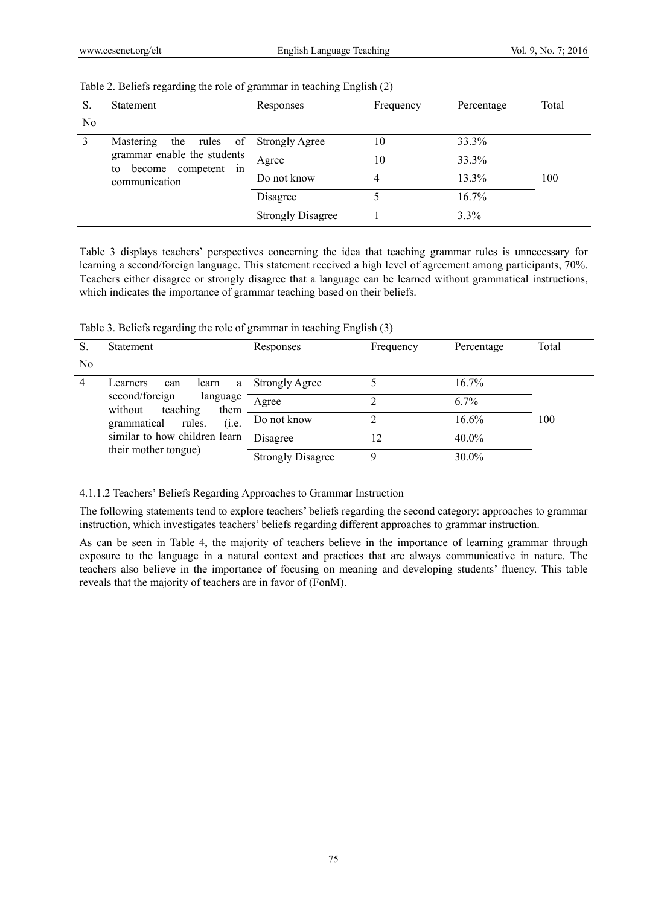Table 2. Beliefs regarding the role of grammar in teaching English (2)

| S. No | Statement | Responses | Frequency | Percentage | Total |
|---|---|---|---|---|---|
| 3 | Mastering the rules of grammar enable the students to become competent in communication | Strongly Agree | 10 | 33.3% | 100 |
| | | Agree | 10 | 33.3% | |
| | | Do not know | 4 | 13.3% | |
| | | Disagree | 5 | 16.7% | |
| | | Strongly Disagree | 1 | 3.3% | |

Table 3 displays teachers' perspectives concerning the idea that teaching grammar rules is unnecessary for learning a second/foreign language. This statement received a high level of agreement among participants, 70%. Teachers either disagree or strongly disagree that a language can be learned without grammatical instructions, which indicates the importance of grammar teaching based on their beliefs.

Table 3. Beliefs regarding the role of grammar in teaching English (3)

| S. No | Statement | Responses | Frequency | Percentage | Total |
|---|---|---|---|---|---|
| 4 | Learners can learn a second/foreign language without teaching them grammatical rules. (i.e. similar to how children learn their mother tongue) | Strongly Agree | 5 | 16.7% | 100 |
| | | Agree | 2 | 6.7% | |
| | | Do not know | 2 | 16.6% | |
| | | Disagree | 12 | 40.0% | |
| | | Strongly Disagree | 9 | 30.0% | |

#### 4.1.1.2 Teachers' Beliefs Regarding Approaches to Grammar Instruction

The following statements tend to explore teachers' beliefs regarding the second category: approaches to grammar instruction, which investigates teachers' beliefs regarding different approaches to grammar instruction.

As can be seen in Table 4, the majority of teachers believe in the importance of learning grammar through exposure to the language in a natural context and practices that are always communicative in nature. The teachers also believe in the importance of focusing on meaning and developing students' fluency. This table reveals that the majority of teachers are in favor of (FonM).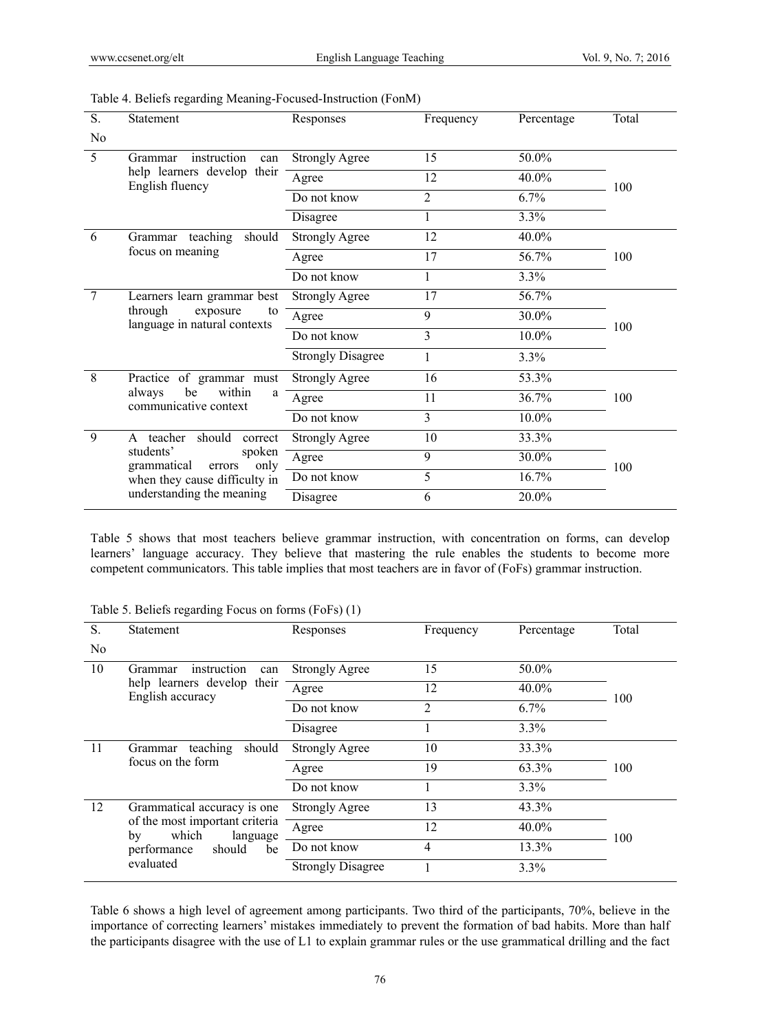Table 4. Beliefs regarding Meaning-Focused-Instruction (FonM)

| S. No | Statement | Responses | Frequency | Percentage | Total |
|---|---|---|---|---|---|
| 5 | Grammar instruction can help learners develop their English fluency | Strongly Agree | 15 | 50.0% | 100 |
| | | Agree | 12 | 40.0% | |
| | | Do not know | 2 | 6.7% | |
| | | Disagree | 1 | 3.3% | |
| 6 | Grammar teaching should focus on meaning | Strongly Agree | 12 | 40.0% | 100 |
| | | Agree | 17 | 56.7% | |
| | | Do not know | 1 | 3.3% | |
| 7 | Learners learn grammar best through exposure to language in natural contexts | Strongly Agree | 17 | 56.7% | 100 |
| | | Agree | 9 | 30.0% | |
| | | Do not know | 3 | 10.0% | |
| | | Strongly Disagree | 1 | 3.3% | |
| 8 | Practice of grammar must always be within a communicative context | Strongly Agree | 16 | 53.3% | 100 |
| | | Agree | 11 | 36.7% | |
| | | Do not know | 3 | 10.0% | |
| 9 | A teacher should correct students' spoken grammatical errors only when they cause difficulty in understanding the meaning | Strongly Agree | 10 | 33.3% | 100 |
| | | Agree | 9 | 30.0% | |
| | | Do not know | 5 | 16.7% | |
| | | Disagree | 6 | 20.0% | |

Table 5 shows that most teachers believe grammar instruction, with concentration on forms, can develop learners' language accuracy. They believe that mastering the rule enables the students to become more competent communicators. This table implies that most teachers are in favor of (FoFs) grammar instruction.

Table 5. Beliefs regarding Focus on forms (FoFs) (1)

| S. No | Statement | Responses | Frequency | Percentage | Total |
|---|---|---|---|---|---|
| 10 | Grammar instruction can help learners develop their English accuracy | Strongly Agree | 15 | 50.0% | 100 |
| | | Agree | 12 | 40.0% | |
| | | Do not know | 2 | 6.7% | |
| | | Disagree | 1 | 3.3% | |
| 11 | Grammar teaching should focus on the form | Strongly Agree | 10 | 33.3% | 100 |
| | | Agree | 19 | 63.3% | |
| | | Do not know | 1 | 3.3% | |
| 12 | Grammatical accuracy is one of the most important criteria by which language performance should be evaluated | Strongly Agree | 13 | 43.3% | 100 |
| | | Agree | 12 | 40.0% | |
| | | Do not know | 4 | 13.3% | |
| | | Strongly Disagree | 1 | 3.3% | |

Table 6 shows a high level of agreement among participants. Two third of the participants, 70%, believe in the importance of correcting learners' mistakes immediately to prevent the formation of bad habits. More than half the participants disagree with the use of L1 to explain grammar rules or the use grammatical drilling and the fact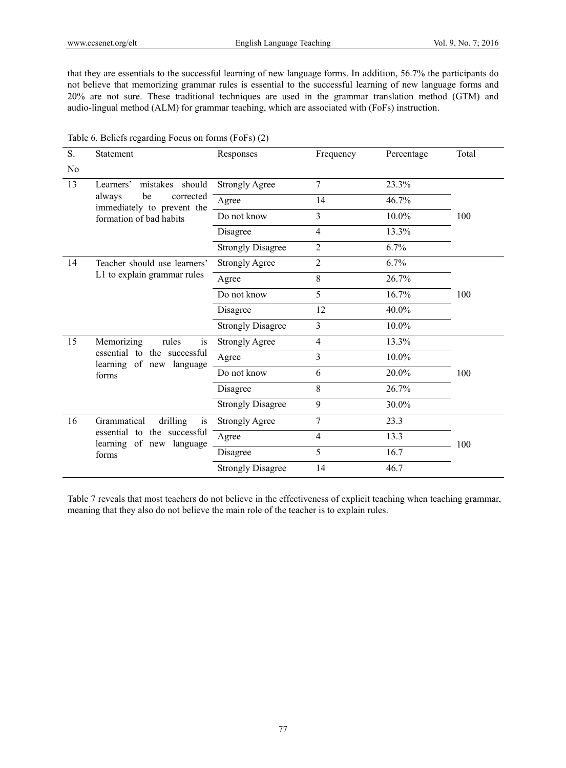that they are essentials to the successful learning of new language forms. In addition, 56.7% the participants do not believe that memorizing grammar rules is essential to the successful learning of new language forms and 20% are not sure. These traditional techniques are used in the grammar translation method (GTM) and audio-lingual method (ALM) for grammar teaching, which are associated with (FoFs) instruction.

Table 6. Beliefs regarding Focus on forms (FoFs) (2)

| S. No | Statement | Responses | Frequency | Percentage | Total |
|---|---|---|---|---|---|
| 13 | Learners' mistakes should always be corrected immediately to prevent the formation of bad habits | Strongly Agree | 7 | 23.3% | 100 |
| | | Agree | 14 | 46.7% | |
| | | Do not know | 3 | 10.0% | |
| | | Disagree | 4 | 13.3% | |
| | | Strongly Disagree | 2 | 6.7% | |
| 14 | Teacher should use learners' L1 to explain grammar rules | Strongly Agree | 2 | 6.7% | 100 |
| | | Agree | 8 | 26.7% | |
| | | Do not know | 5 | 16.7% | |
| | | Disagree | 12 | 40.0% | |
| | | Strongly Disagree | 3 | 10.0% | |
| 15 | Memorizing rules is essential to the successful learning of new language forms | Strongly Agree | 4 | 13.3% | 100 |
| | | Agree | 3 | 10.0% | |
| | | Do not know | 6 | 20.0% | |
| | | Disagree | 8 | 26.7% | |
| | | Strongly Disagree | 9 | 30.0% | |
| 16 | Grammatical drilling is essential to the successful learning of new language forms | Strongly Agree | 7 | 23.3 | 100 |
| | | Agree | 4 | 13.3 | |
| | | Disagree | 5 | 16.7 | |
| | | Strongly Disagree | 14 | 46.7 | |

Table 7 reveals that most teachers do not believe in the effectiveness of explicit teaching when teaching grammar, meaning that they also do not believe the main role of the teacher is to explain rules.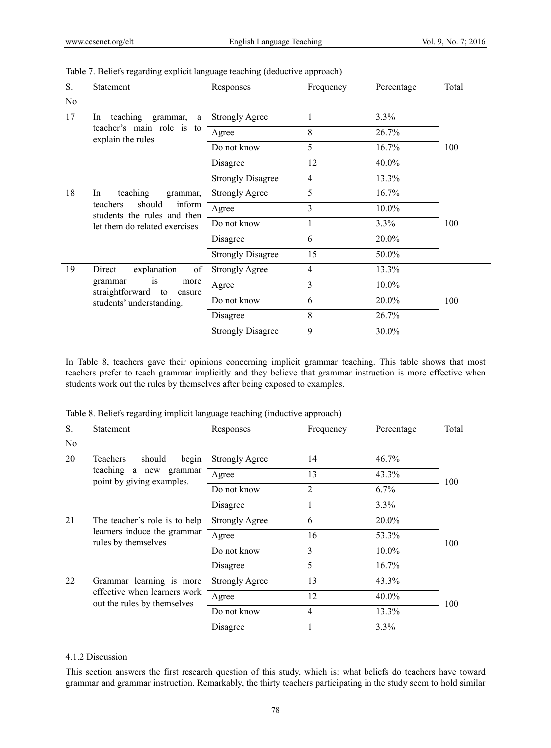Table 7. Beliefs regarding explicit language teaching (deductive approach)

| S. No | Statement | Responses | Frequency | Percentage | Total |
|---|---|---|---|---|---|
| 17 | In teaching grammar, a teacher's main role is to explain the rules | Strongly Agree | 1 | 3.3% | 100 |
| | | Agree | 8 | 26.7% | |
| | | Do not know | 5 | 16.7% | |
| | | Disagree | 12 | 40.0% | |
| | | Strongly Disagree | 4 | 13.3% | |
| 18 | In teaching grammar, teachers should inform students the rules and then let them do related exercises | Strongly Agree | 5 | 16.7% | 100 |
| | | Agree | 3 | 10.0% | |
| | | Do not know | 1 | 3.3% | |
| | | Disagree | 6 | 20.0% | |
| | | Strongly Disagree | 15 | 50.0% | |
| 19 | Direct explanation of grammar is more straightforward to ensure students' understanding. | Strongly Agree | 4 | 13.3% | 100 |
| | | Agree | 3 | 10.0% | |
| | | Do not know | 6 | 20.0% | |
| | | Disagree | 8 | 26.7% | |
| | | Strongly Disagree | 9 | 30.0% | |

In Table 8, teachers gave their opinions concerning implicit grammar teaching. This table shows that most teachers prefer to teach grammar implicitly and they believe that grammar instruction is more effective when students work out the rules by themselves after being exposed to examples.

Table 8. Beliefs regarding implicit language teaching (inductive approach)

| S. No | Statement | Responses | Frequency | Percentage | Total |
|---|---|---|---|---|---|
| 20 | Teachers should begin teaching a new grammar point by giving examples. | Strongly Agree | 14 | 46.7% | 100 |
| | | Agree | 13 | 43.3% | |
| | | Do not know | 2 | 6.7% | |
| | | Disagree | 1 | 3.3% | |
| 21 | The teacher's role is to help learners induce the grammar rules by themselves | Strongly Agree | 6 | 20.0% | 100 |
| | | Agree | 16 | 53.3% | |
| | | Do not know | 3 | 10.0% | |
| | | Disagree | 5 | 16.7% | |
| 22 | Grammar learning is more effective when learners work out the rules by themselves | Strongly Agree | 13 | 43.3% | 100 |
| | | Agree | 12 | 40.0% | |
| | | Do not know | 4 | 13.3% | |
| | | Disagree | 1 | 3.3% | |

#### 4.1.2 Discussion

This section answers the first research question of this study, which is: what beliefs do teachers have toward grammar and grammar instruction. Remarkably, the thirty teachers participating in the study seem to hold similar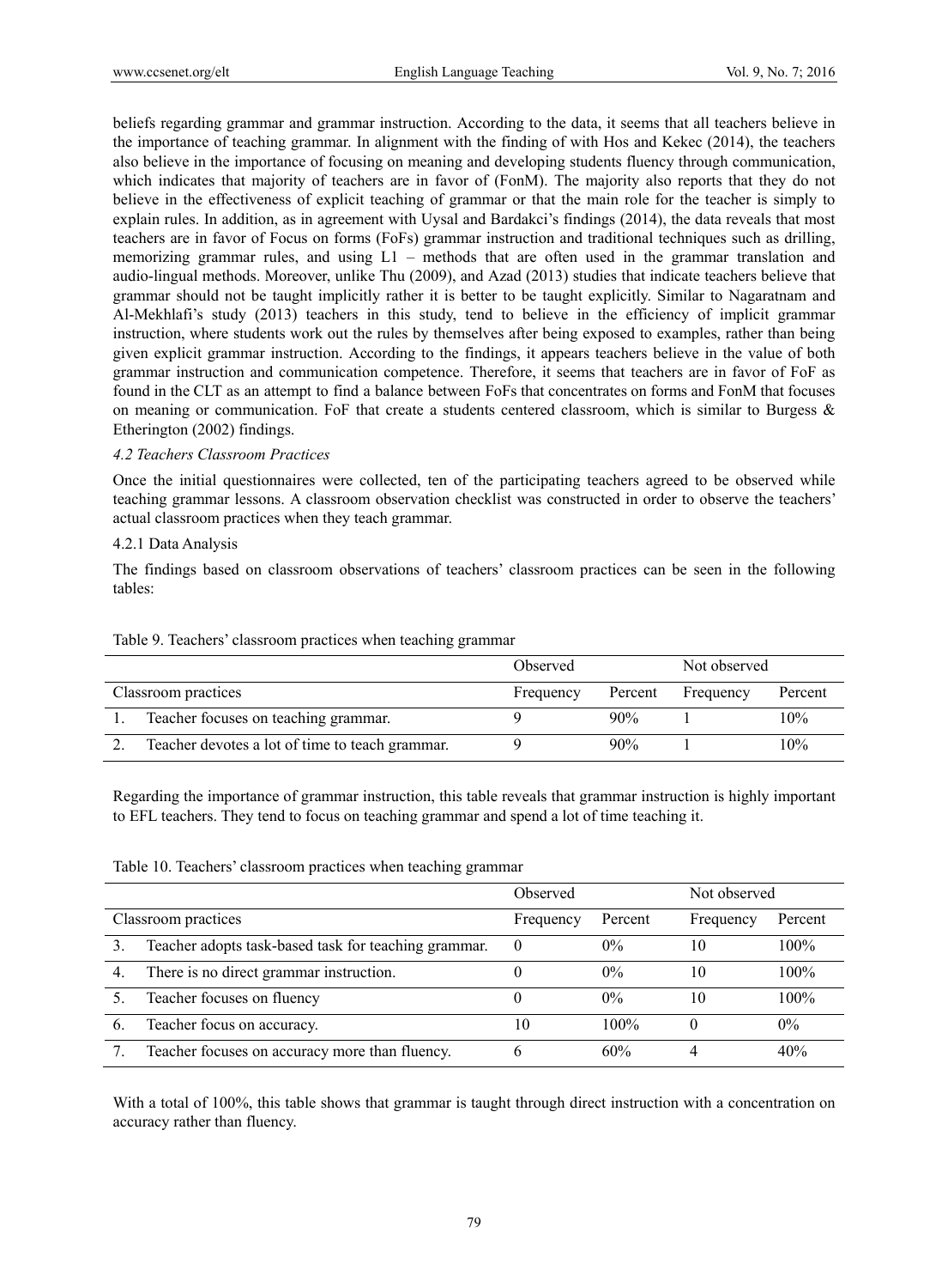beliefs regarding grammar and grammar instruction. According to the data, it seems that all teachers believe in the importance of teaching grammar. In alignment with the finding of with Hos and Kekec (2014), the teachers also believe in the importance of focusing on meaning and developing students fluency through communication, which indicates that majority of teachers are in favor of (FonM). The majority also reports that they do not believe in the effectiveness of explicit teaching of grammar or that the main role for the teacher is simply to explain rules. In addition, as in agreement with Uysal and Bardakci's findings (2014), the data reveals that most teachers are in favor of Focus on forms (FoFs) grammar instruction and traditional techniques such as drilling, memorizing grammar rules, and using L1 – methods that are often used in the grammar translation and audio-lingual methods. Moreover, unlike Thu (2009), and Azad (2013) studies that indicate teachers believe that grammar should not be taught implicitly rather it is better to be taught explicitly. Similar to Nagaratnam and Al-Mekhlafi's study (2013) teachers in this study, tend to believe in the efficiency of implicit grammar instruction, where students work out the rules by themselves after being exposed to examples, rather than being given explicit grammar instruction. According to the findings, it appears teachers believe in the value of both grammar instruction and communication competence. Therefore, it seems that teachers are in favor of FoF as found in the CLT as an attempt to find a balance between FoFs that concentrates on forms and FonM that focuses on meaning or communication. FoF that create a students centered classroom, which is similar to Burgess & Etherington (2002) findings.

### *4.2 Teachers Classroom Practices*

Once the initial questionnaires were collected, ten of the participating teachers agreed to be observed while teaching grammar lessons. A classroom observation checklist was constructed in order to observe the teachers' actual classroom practices when they teach grammar.

#### 4.2.1 Data Analysis

The findings based on classroom observations of teachers' classroom practices can be seen in the following tables:

Table 9. Teachers' classroom practices when teaching grammar

| | Observed | | Not observed | |
|---|---|---|---|---|
| Classroom practices | Frequency | Percent | Frequency | Percent |
| 1. Teacher focuses on teaching grammar. | 9 | 90% | 1 | 10% |
| 2. Teacher devotes a lot of time to teach grammar. | 9 | 90% | 1 | 10% |

Regarding the importance of grammar instruction, this table reveals that grammar instruction is highly important to EFL teachers. They tend to focus on teaching grammar and spend a lot of time teaching it.

Table 10. Teachers' classroom practices when teaching grammar

| | Observed | | Not observed | |
|---|---|---|---|---|
| Classroom practices | Frequency | Percent | Frequency | Percent |
| 3. Teacher adopts task-based task for teaching grammar. | 0 | 0% | 10 | 100% |
| 4. There is no direct grammar instruction. | 0 | 0% | 10 | 100% |
| 5. Teacher focuses on fluency | 0 | 0% | 10 | 100% |
| 6. Teacher focus on accuracy. | 10 | 100% | 0 | 0% |
| 7. Teacher focuses on accuracy more than fluency. | 6 | 60% | 4 | 40% |

With a total of 100%, this table shows that grammar is taught through direct instruction with a concentration on accuracy rather than fluency.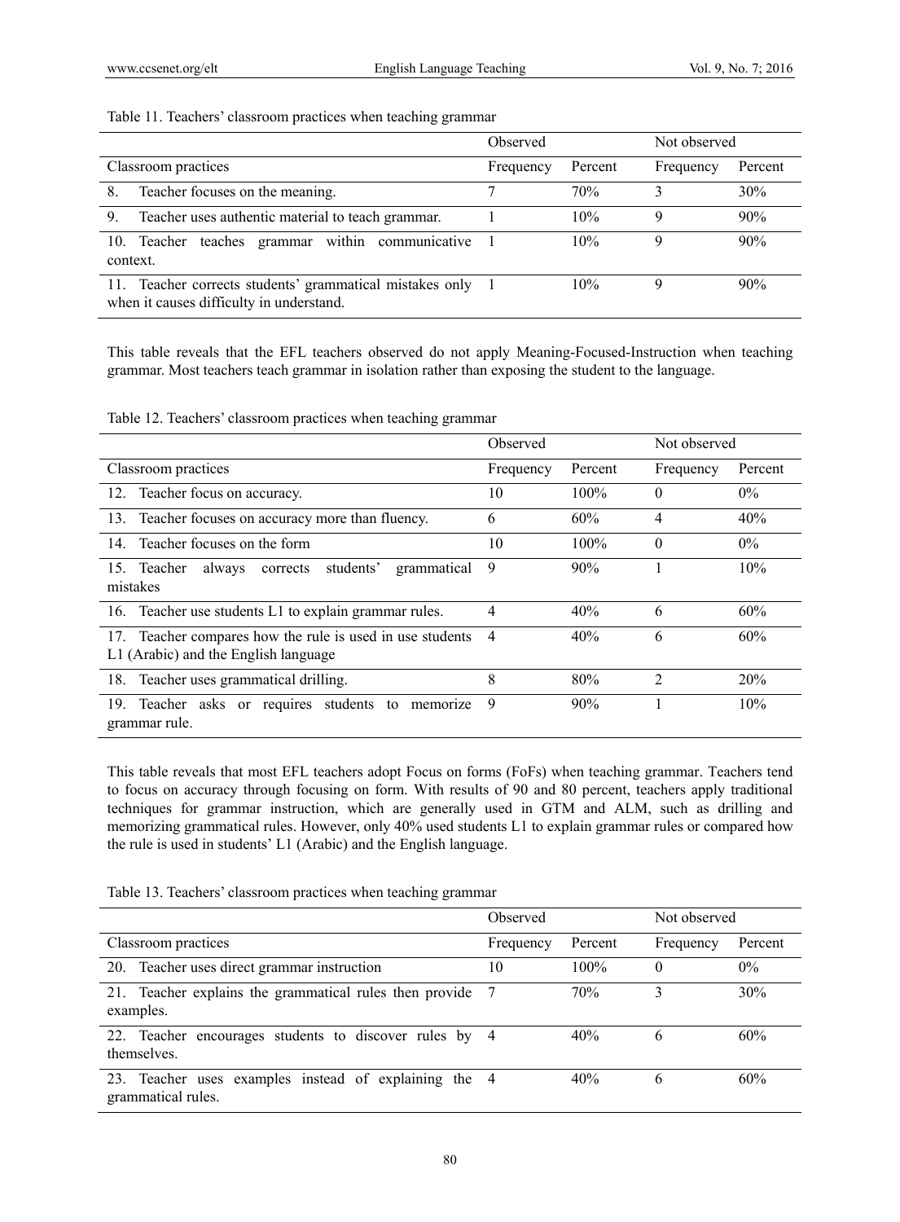Table 11. Teachers' classroom practices when teaching grammar

| | Observed | | Not observed | |
|---|---|---|---|---|
| Classroom practices | Frequency | Percent | Frequency | Percent |
| 8. Teacher focuses on the meaning. | 7 | 70% | 3 | 30% |
| 9. Teacher uses authentic material to teach grammar. | 1 | 10% | 9 | 90% |
| 10. Teacher teaches grammar within communicative context. | 1 | 10% | 9 | 90% |
| 11. Teacher corrects students' grammatical mistakes only when it causes difficulty in understand. | 1 | 10% | 9 | 90% |

This table reveals that the EFL teachers observed do not apply Meaning-Focused-Instruction when teaching grammar. Most teachers teach grammar in isolation rather than exposing the student to the language.

Table 12. Teachers' classroom practices when teaching grammar

| | Observed | | Not observed | |
|---|---|---|---|---|
| Classroom practices | Frequency | Percent | Frequency | Percent |
| 12. Teacher focus on accuracy. | 10 | 100% | 0 | 0% |
| 13. Teacher focuses on accuracy more than fluency. | 6 | 60% | 4 | 40% |
| 14. Teacher focuses on the form | 10 | 100% | 0 | 0% |
| 15. Teacher always corrects students' grammatical mistakes | 9 | 90% | 1 | 10% |
| 16. Teacher use students L1 to explain grammar rules. | 4 | 40% | 6 | 60% |
| 17. Teacher compares how the rule is used in use students L1 (Arabic) and the English language | 4 | 40% | 6 | 60% |
| 18. Teacher uses grammatical drilling. | 8 | 80% | 2 | 20% |
| 19. Teacher asks or requires students to memorize grammar rule. | 9 | 90% | 1 | 10% |

This table reveals that most EFL teachers adopt Focus on forms (FoFs) when teaching grammar. Teachers tend to focus on accuracy through focusing on form. With results of 90 and 80 percent, teachers apply traditional techniques for grammar instruction, which are generally used in GTM and ALM, such as drilling and memorizing grammatical rules. However, only 40% used students L1 to explain grammar rules or compared how the rule is used in students' L1 (Arabic) and the English language.

Table 13. Teachers' classroom practices when teaching grammar

| | Observed | | Not observed | |
|---|---|---|---|---|
| Classroom practices | Frequency | Percent | Frequency | Percent |
| 20. Teacher uses direct grammar instruction | 10 | 100% | 0 | 0% |
| 21. Teacher explains the grammatical rules then provide examples. | 7 | 70% | 3 | 30% |
| 22. Teacher encourages students to discover rules by themselves. | 4 | 40% | 6 | 60% |
| 23. Teacher uses examples instead of explaining the grammatical rules. | 4 | 40% | 6 | 60% |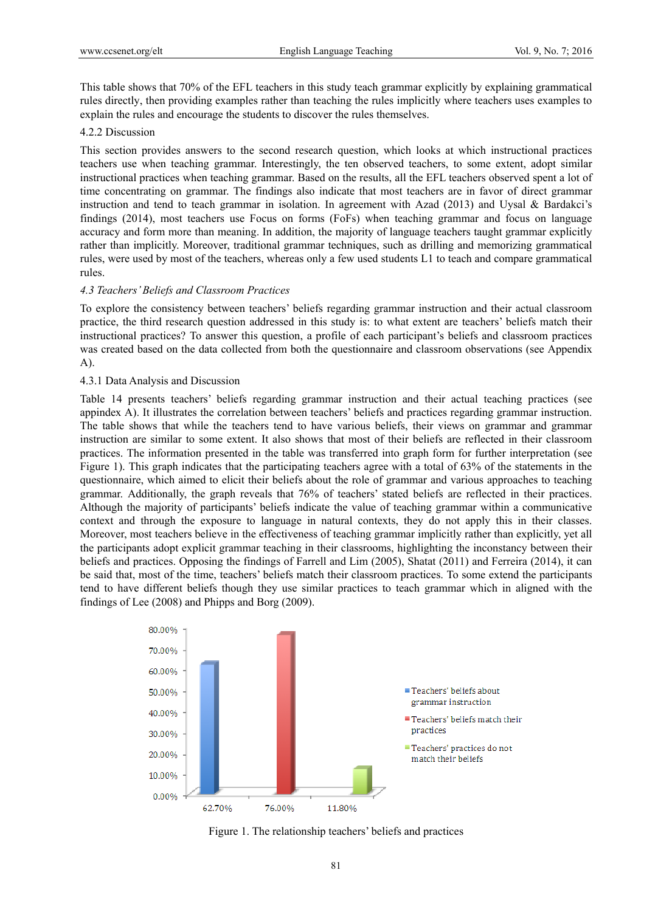This table shows that 70% of the EFL teachers in this study teach grammar explicitly by explaining grammatical rules directly, then providing examples rather than teaching the rules implicitly where teachers uses examples to explain the rules and encourage the students to discover the rules themselves.

#### 4.2.2 Discussion

This section provides answers to the second research question, which looks at which instructional practices teachers use when teaching grammar. Interestingly, the ten observed teachers, to some extent, adopt similar instructional practices when teaching grammar. Based on the results, all the EFL teachers observed spent a lot of time concentrating on grammar. The findings also indicate that most teachers are in favor of direct grammar instruction and tend to teach grammar in isolation. In agreement with Azad (2013) and Uysal & Bardakci's findings (2014), most teachers use Focus on forms (FoFs) when teaching grammar and focus on language accuracy and form more than meaning. In addition, the majority of language teachers taught grammar explicitly rather than implicitly. Moreover, traditional grammar techniques, such as drilling and memorizing grammatical rules, were used by most of the teachers, whereas only a few used students L1 to teach and compare grammatical rules.

### *4.3 Teachers' Beliefs and Classroom Practices*

To explore the consistency between teachers' beliefs regarding grammar instruction and their actual classroom practice, the third research question addressed in this study is: to what extent are teachers' beliefs match their instructional practices? To answer this question, a profile of each participant's beliefs and classroom practices was created based on the data collected from both the questionnaire and classroom observations (see Appendix A).

#### 4.3.1 Data Analysis and Discussion

Table 14 presents teachers' beliefs regarding grammar instruction and their actual teaching practices (see appindex A). It illustrates the correlation between teachers' beliefs and practices regarding grammar instruction. The table shows that while the teachers tend to have various beliefs, their views on grammar and grammar instruction are similar to some extent. It also shows that most of their beliefs are reflected in their classroom practices. The information presented in the table was transferred into graph form for further interpretation (see Figure 1). This graph indicates that the participating teachers agree with a total of 63% of the statements in the questionnaire, which aimed to elicit their beliefs about the role of grammar and various approaches to teaching grammar. Additionally, the graph reveals that 76% of teachers' stated beliefs are reflected in their practices. Although the majority of participants' beliefs indicate the value of teaching grammar within a communicative context and through the exposure to language in natural contexts, they do not apply this in their classes. Moreover, most teachers believe in the effectiveness of teaching grammar implicitly rather than explicitly, yet all the participants adopt explicit grammar teaching in their classrooms, highlighting the inconstancy between their beliefs and practices. Opposing the findings of Farrell and Lim (2005), Shatat (2011) and Ferreira (2014), it can be said that, most of the time, teachers' beliefs match their classroom practices. To some extend the participants tend to have different beliefs though they use similar practices to teach grammar which in aligned with the findings of Lee (2008) and Phipps and Borg (2009).

| | Teachers' beliefs about grammar instruction | Teachers' beliefs match their practices | Teachers' practices do not match their beliefs |
|---|---|---|---|
| Percentage | 62.70% | 76.00% | 11.80% |

Figure 1. The relationship teachers' beliefs and practices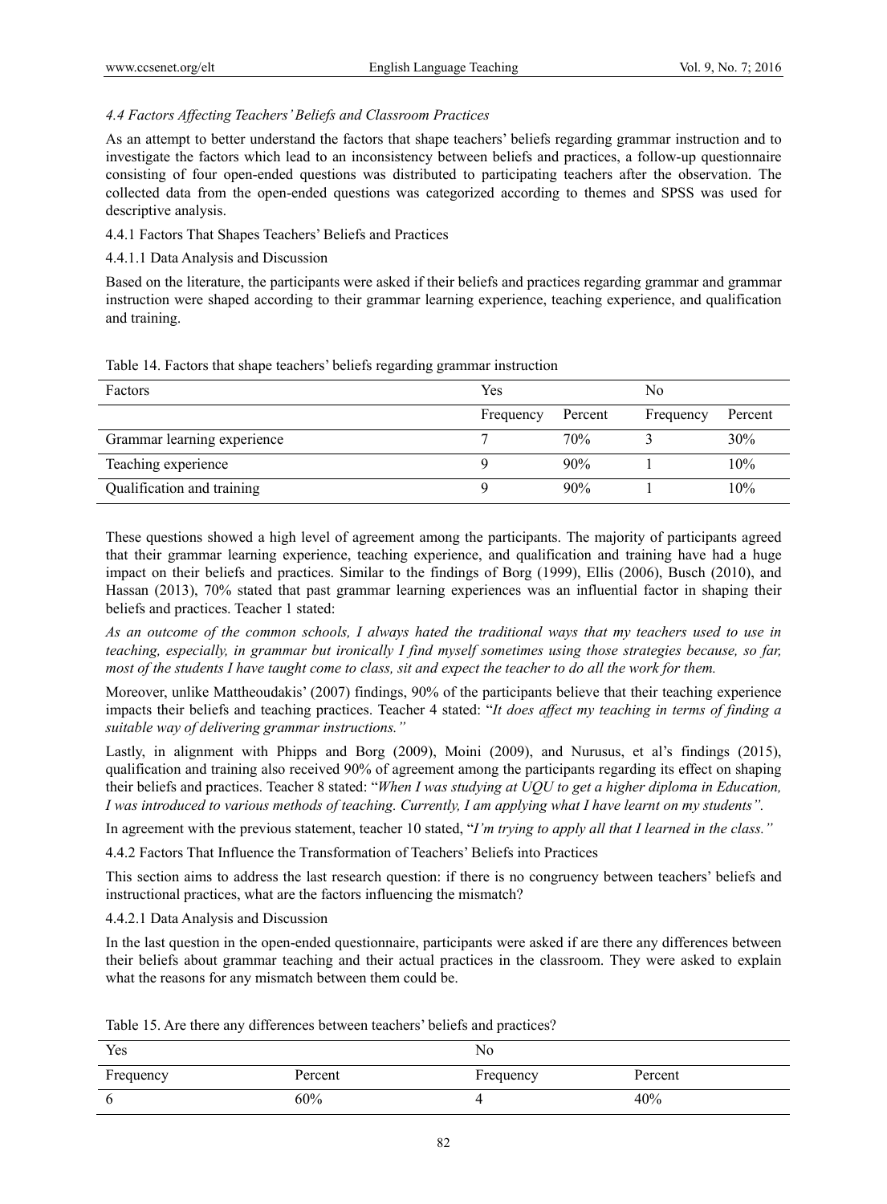### *4.4 Factors Affecting Teachers' Beliefs and Classroom Practices*

As an attempt to better understand the factors that shape teachers' beliefs regarding grammar instruction and to investigate the factors which lead to an inconsistency between beliefs and practices, a follow-up questionnaire consisting of four open-ended questions was distributed to participating teachers after the observation. The collected data from the open-ended questions was categorized according to themes and SPSS was used for descriptive analysis.

#### 4.4.1 Factors That Shapes Teachers' Beliefs and Practices

##### 4.4.1.1 Data Analysis and Discussion

Based on the literature, the participants were asked if their beliefs and practices regarding grammar and grammar instruction were shaped according to their grammar learning experience, teaching experience, and qualification and training.

Table 14. Factors that shape teachers' beliefs regarding grammar instruction

| Factors | Yes | | No | |
|---|---|---|---|---|
| | Frequency | Percent | Frequency | Percent |
| Grammar learning experience | 7 | 70% | 3 | 30% |
| Teaching experience | 9 | 90% | 1 | 10% |
| Qualification and training | 9 | 90% | 1 | 10% |

These questions showed a high level of agreement among the participants. The majority of participants agreed that their grammar learning experience, teaching experience, and qualification and training have had a huge impact on their beliefs and practices. Similar to the findings of Borg (1999), Ellis (2006), Busch (2010), and Hassan (2013), 70% stated that past grammar learning experiences was an influential factor in shaping their beliefs and practices. Teacher 1 stated:

*As an outcome of the common schools, I always hated the traditional ways that my teachers used to use in teaching, especially, in grammar but ironically I find myself sometimes using those strategies because, so far, most of the students I have taught come to class, sit and expect the teacher to do all the work for them.*

Moreover, unlike Mattheoudakis' (2007) findings, 90% of the participants believe that their teaching experience impacts their beliefs and teaching practices. Teacher 4 stated: "*It does affect my teaching in terms of finding a suitable way of delivering grammar instructions."*

Lastly, in alignment with Phipps and Borg (2009), Moini (2009), and Nurusus, et al's findings (2015), qualification and training also received 90% of agreement among the participants regarding its effect on shaping their beliefs and practices. Teacher 8 stated: "*When I was studying at UQU to get a higher diploma in Education, I was introduced to various methods of teaching. Currently, I am applying what I have learnt on my students".*

In agreement with the previous statement, teacher 10 stated, "*I'm trying to apply all that I learned in the class."*

#### 4.4.2 Factors That Influence the Transformation of Teachers' Beliefs into Practices

This section aims to address the last research question: if there is no congruency between teachers' beliefs and instructional practices, what are the factors influencing the mismatch?

##### 4.4.2.1 Data Analysis and Discussion

In the last question in the open-ended questionnaire, participants were asked if are there any differences between their beliefs about grammar teaching and their actual practices in the classroom. They were asked to explain what the reasons for any mismatch between them could be.

Table 15. Are there any differences between teachers' beliefs and practices?

| Yes | | No | |
|---|---|---|---|
| Frequency | Percent | Frequency | Percent |
| 6 | 60% | 4 | 40% |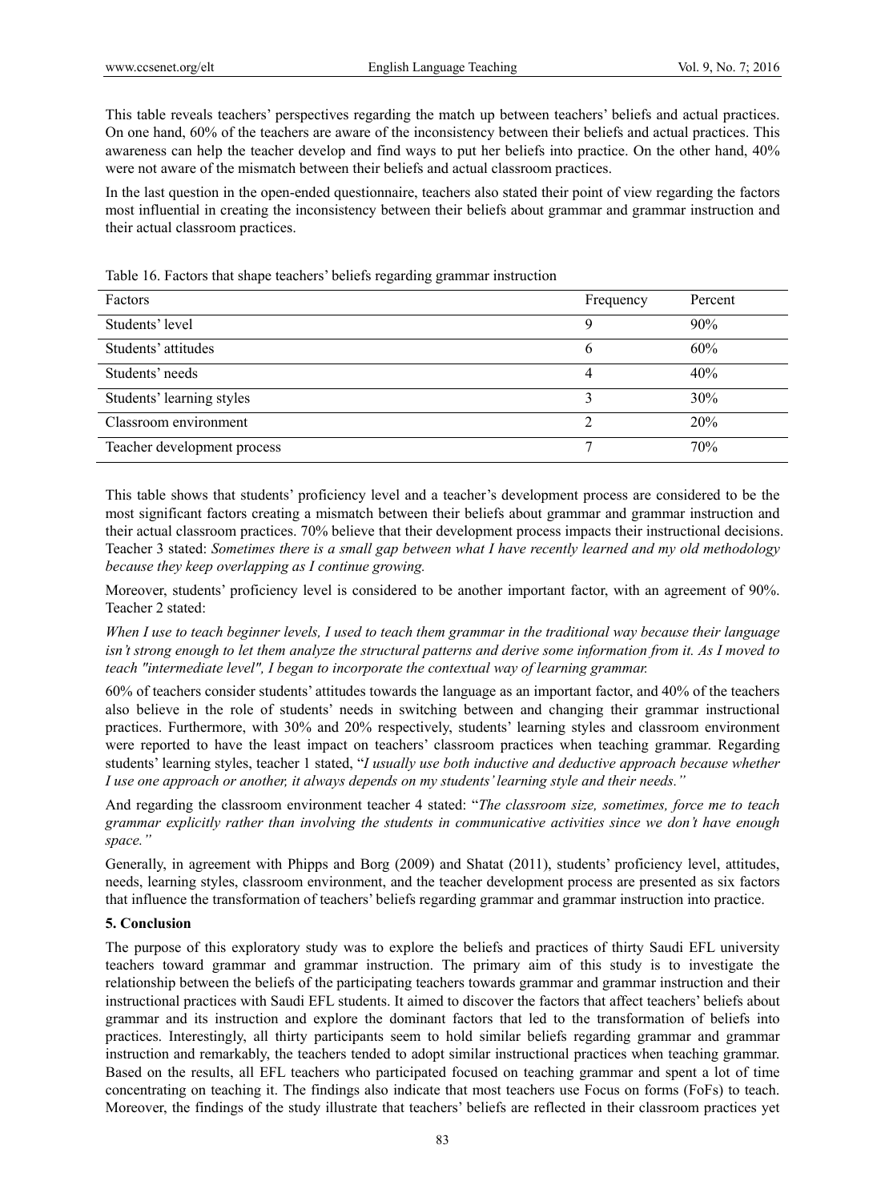This table reveals teachers' perspectives regarding the match up between teachers' beliefs and actual practices. On one hand, 60% of the teachers are aware of the inconsistency between their beliefs and actual practices. This awareness can help the teacher develop and find ways to put her beliefs into practice. On the other hand, 40% were not aware of the mismatch between their beliefs and actual classroom practices.

In the last question in the open-ended questionnaire, teachers also stated their point of view regarding the factors most influential in creating the inconsistency between their beliefs about grammar and grammar instruction and their actual classroom practices.

Table 16. Factors that shape teachers' beliefs regarding grammar instruction

| Factors | Frequency | Percent |
|---|---|---|
| Students' level | 9 | 90% |
| Students' attitudes | 6 | 60% |
| Students' needs | 4 | 40% |
| Students' learning styles | 3 | 30% |
| Classroom environment | 2 | 20% |
| Teacher development process | 7 | 70% |

This table shows that students' proficiency level and a teacher's development process are considered to be the most significant factors creating a mismatch between their beliefs about grammar and grammar instruction and their actual classroom practices. 70% believe that their development process impacts their instructional decisions. Teacher 3 stated: *Sometimes there is a small gap between what I have recently learned and my old methodology because they keep overlapping as I continue growing.*

Moreover, students' proficiency level is considered to be another important factor, with an agreement of 90%. Teacher 2 stated:

*When I use to teach beginner levels, I used to teach them grammar in the traditional way because their language isn't strong enough to let them analyze the structural patterns and derive some information from it. As I moved to teach "intermediate level", I began to incorporate the contextual way of learning grammar.*

60% of teachers consider students' attitudes towards the language as an important factor, and 40% of the teachers also believe in the role of students' needs in switching between and changing their grammar instructional practices. Furthermore, with 30% and 20% respectively, students' learning styles and classroom environment were reported to have the least impact on teachers' classroom practices when teaching grammar. Regarding students' learning styles, teacher 1 stated, "*I usually use both inductive and deductive approach because whether I use one approach or another, it always depends on my students' learning style and their needs."*

And regarding the classroom environment teacher 4 stated: "*The classroom size, sometimes, force me to teach grammar explicitly rather than involving the students in communicative activities since we don't have enough space."*

Generally, in agreement with Phipps and Borg (2009) and Shatat (2011), students' proficiency level, attitudes, needs, learning styles, classroom environment, and the teacher development process are presented as six factors that influence the transformation of teachers' beliefs regarding grammar and grammar instruction into practice.

## 5. Conclusion

The purpose of this exploratory study was to explore the beliefs and practices of thirty Saudi EFL university teachers toward grammar and grammar instruction. The primary aim of this study is to investigate the relationship between the beliefs of the participating teachers towards grammar and grammar instruction and their instructional practices with Saudi EFL students. It aimed to discover the factors that affect teachers' beliefs about grammar and its instruction and explore the dominant factors that led to the transformation of beliefs into practices. Interestingly, all thirty participants seem to hold similar beliefs regarding grammar and grammar instruction and remarkably, the teachers tended to adopt similar instructional practices when teaching grammar. Based on the results, all EFL teachers who participated focused on teaching grammar and spent a lot of time concentrating on teaching it. The findings also indicate that most teachers use Focus on forms (FoFs) to teach. Moreover, the findings of the study illustrate that teachers' beliefs are reflected in their classroom practices yet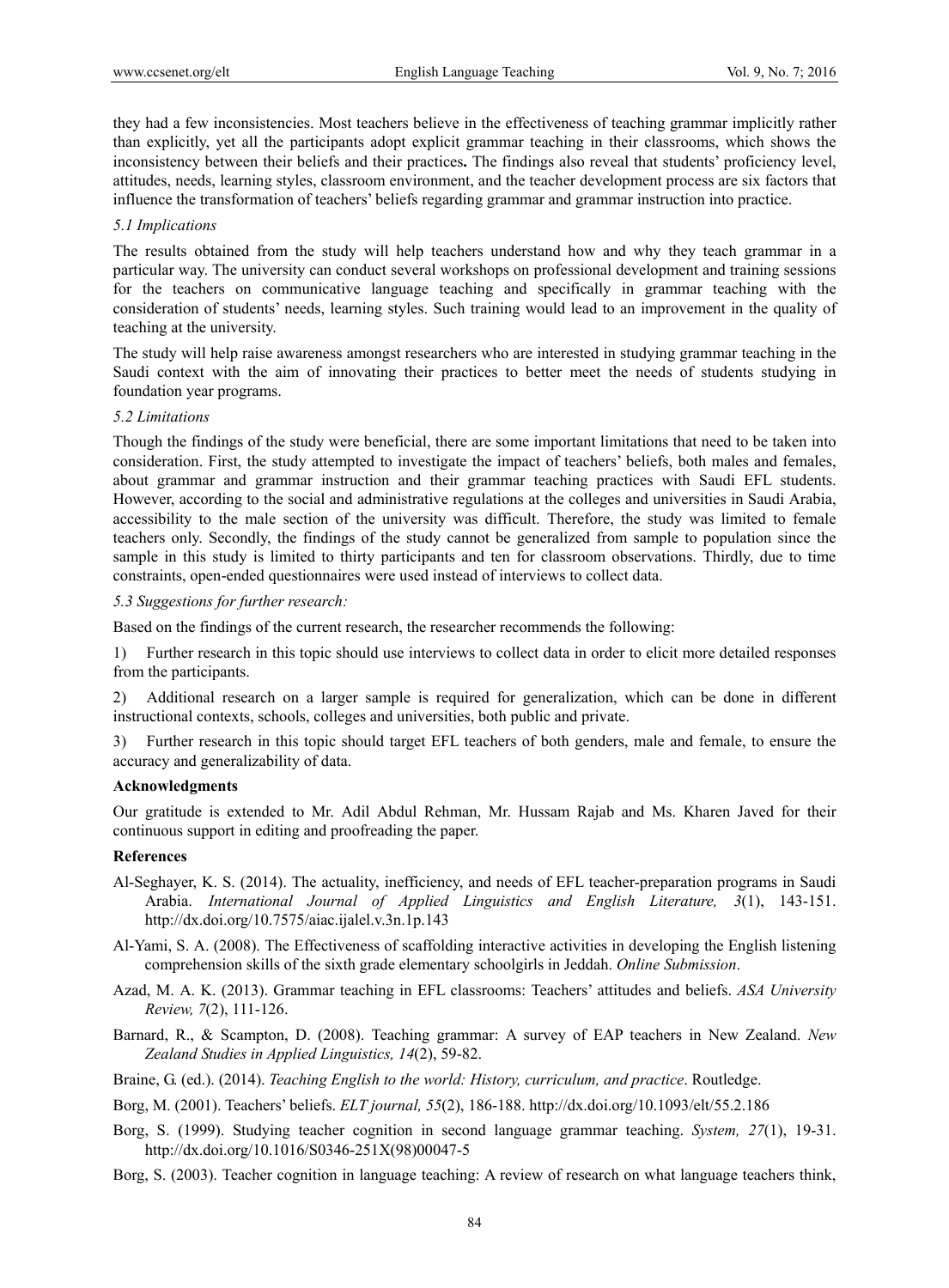they had a few inconsistencies. Most teachers believe in the effectiveness of teaching grammar implicitly rather than explicitly, yet all the participants adopt explicit grammar teaching in their classrooms, which shows the inconsistency between their beliefs and their practices**.** The findings also reveal that students' proficiency level, attitudes, needs, learning styles, classroom environment, and the teacher development process are six factors that influence the transformation of teachers' beliefs regarding grammar and grammar instruction into practice.

### *5.1 Implications*

The results obtained from the study will help teachers understand how and why they teach grammar in a particular way. The university can conduct several workshops on professional development and training sessions for the teachers on communicative language teaching and specifically in grammar teaching with the consideration of students' needs, learning styles. Such training would lead to an improvement in the quality of teaching at the university.

The study will help raise awareness amongst researchers who are interested in studying grammar teaching in the Saudi context with the aim of innovating their practices to better meet the needs of students studying in foundation year programs.

### *5.2 Limitations*

Though the findings of the study were beneficial, there are some important limitations that need to be taken into consideration. First, the study attempted to investigate the impact of teachers' beliefs, both males and females, about grammar and grammar instruction and their grammar teaching practices with Saudi EFL students. However, according to the social and administrative regulations at the colleges and universities in Saudi Arabia, accessibility to the male section of the university was difficult. Therefore, the study was limited to female teachers only. Secondly, the findings of the study cannot be generalized from sample to population since the sample in this study is limited to thirty participants and ten for classroom observations. Thirdly, due to time constraints, open-ended questionnaires were used instead of interviews to collect data.

### *5.3 Suggestions for further research:*

Based on the findings of the current research, the researcher recommends the following:

1) Further research in this topic should use interviews to collect data in order to elicit more detailed responses from the participants.

2) Additional research on a larger sample is required for generalization, which can be done in different instructional contexts, schools, colleges and universities, both public and private.

3) Further research in this topic should target EFL teachers of both genders, male and female, to ensure the accuracy and generalizability of data.

## Acknowledgments

Our gratitude is extended to Mr. Adil Abdul Rehman, Mr. Hussam Rajab and Ms. Kharen Javed for their continuous support in editing and proofreading the paper.

## References

Al-Seghayer, K. S. (2014). The actuality, inefficiency, and needs of EFL teacher-preparation programs in Saudi Arabia. *International Journal of Applied Linguistics and English Literature, 3*(1), 143-151. http://dx.doi.org/10.7575/aiac.ijalel.v.3n.1p.143

Al-Yami, S. A. (2008). The Effectiveness of scaffolding interactive activities in developing the English listening comprehension skills of the sixth grade elementary schoolgirls in Jeddah. *Online Submission*.

Azad, M. A. K. (2013). Grammar teaching in EFL classrooms: Teachers' attitudes and beliefs. *ASA University Review, 7*(2), 111-126.

Barnard, R., & Scampton, D. (2008). Teaching grammar: A survey of EAP teachers in New Zealand. *New Zealand Studies in Applied Linguistics, 14*(2), 59-82.

Braine, G. (ed.). (2014). *Teaching English to the world: History, curriculum, and practice*. Routledge.

Borg, M. (2001). Teachers' beliefs. *ELT journal, 55*(2), 186-188. http://dx.doi.org/10.1093/elt/55.2.186

Borg, S. (1999). Studying teacher cognition in second language grammar teaching. *System, 27*(1), 19-31. http://dx.doi.org/10.1016/S0346-251X(98)00047-5

Borg, S. (2003). Teacher cognition in language teaching: A review of research on what language teachers think,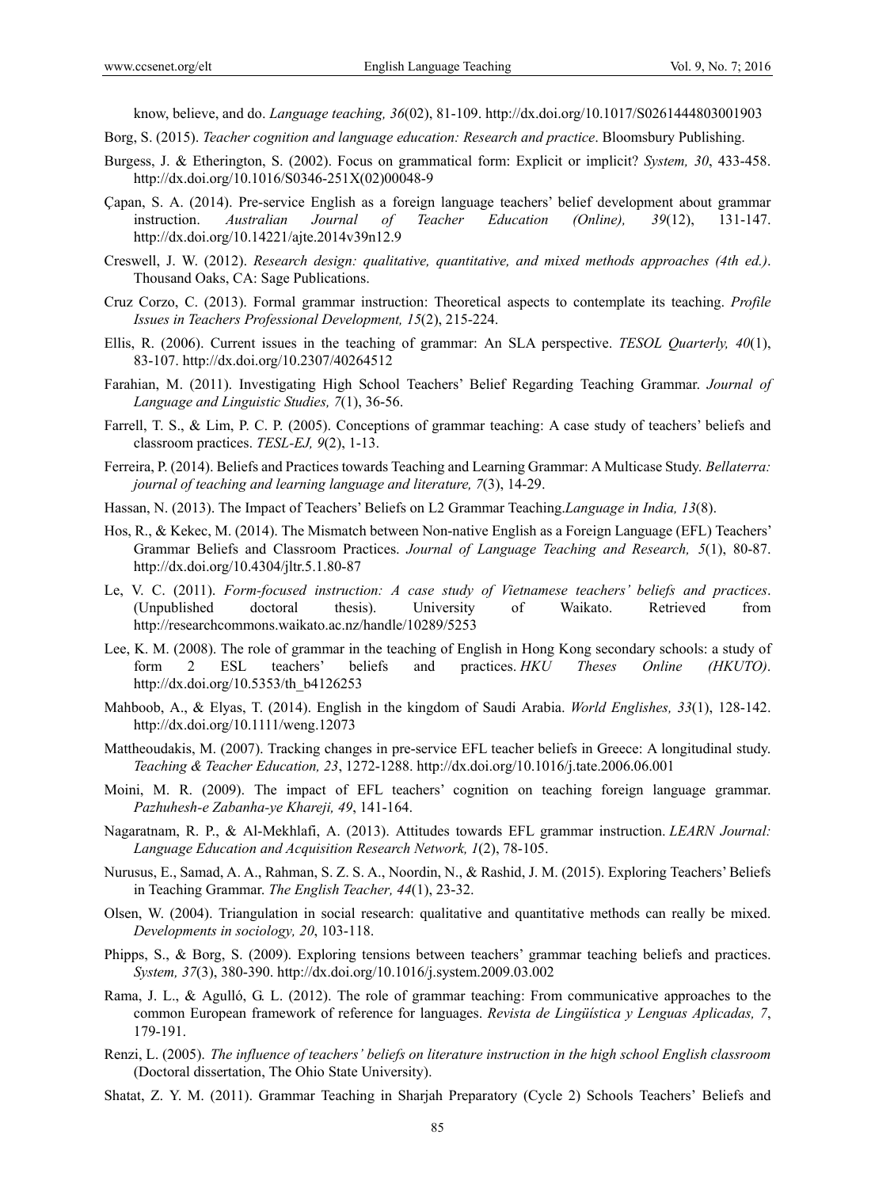know, believe, and do. *Language teaching, 36*(02), 81-109. http://dx.doi.org/10.1017/S0261444803001903

Borg, S. (2015). *Teacher cognition and language education: Research and practice*. Bloomsbury Publishing.

Burgess, J. & Etherington, S. (2002). Focus on grammatical form: Explicit or implicit? *System, 30*, 433-458. http://dx.doi.org/10.1016/S0346-251X(02)00048-9

Çapan, S. A. (2014). Pre-service English as a foreign language teachers' belief development about grammar instruction. *Australian Journal of Teacher Education (Online), 39*(12), 131-147. http://dx.doi.org/10.14221/ajte.2014v39n12.9

Creswell, J. W. (2012). *Research design: qualitative, quantitative, and mixed methods approaches (4th ed.)*. Thousand Oaks, CA: Sage Publications.

Cruz Corzo, C. (2013). Formal grammar instruction: Theoretical aspects to contemplate its teaching. *Profile Issues in Teachers Professional Development, 15*(2), 215-224.

Ellis, R. (2006). Current issues in the teaching of grammar: An SLA perspective. *TESOL Quarterly, 40*(1), 83-107. http://dx.doi.org/10.2307/40264512

Farahian, M. (2011). Investigating High School Teachers' Belief Regarding Teaching Grammar. *Journal of Language and Linguistic Studies, 7*(1), 36-56.

Farrell, T. S., & Lim, P. C. P. (2005). Conceptions of grammar teaching: A case study of teachers' beliefs and classroom practices. *TESL-EJ, 9*(2), 1-13.

Ferreira, P. (2014). Beliefs and Practices towards Teaching and Learning Grammar: A Multicase Study. *Bellaterra: journal of teaching and learning language and literature, 7*(3), 14-29.

Hassan, N. (2013). The Impact of Teachers' Beliefs on L2 Grammar Teaching.*Language in India, 13*(8).

Hos, R., & Kekec, M. (2014). The Mismatch between Non-native English as a Foreign Language (EFL) Teachers' Grammar Beliefs and Classroom Practices. *Journal of Language Teaching and Research, 5*(1), 80-87. http://dx.doi.org/10.4304/jltr.5.1.80-87

Le, V. C. (2011). *Form-focused instruction: A case study of Vietnamese teachers' beliefs and practices*. (Unpublished doctoral thesis). University of Waikato. Retrieved from http://researchcommons.waikato.ac.nz/handle/10289/5253

Lee, K. M. (2008). The role of grammar in the teaching of English in Hong Kong secondary schools: a study of form 2 ESL teachers' beliefs and practices. *HKU Theses Online (HKUTO)*. http://dx.doi.org/10.5353/th_b4126253

Mahboob, A., & Elyas, T. (2014). English in the kingdom of Saudi Arabia. *World Englishes, 33*(1), 128-142. http://dx.doi.org/10.1111/weng.12073

Mattheoudakis, M. (2007). Tracking changes in pre-service EFL teacher beliefs in Greece: A longitudinal study. *Teaching & Teacher Education, 23*, 1272-1288. http://dx.doi.org/10.1016/j.tate.2006.06.001

Moini, M. R. (2009). The impact of EFL teachers' cognition on teaching foreign language grammar. *Pazhuhesh-e Zabanha-ye Khareji, 49*, 141-164.

Nagaratnam, R. P., & Al-Mekhlafi, A. (2013). Attitudes towards EFL grammar instruction. *LEARN Journal: Language Education and Acquisition Research Network, 1*(2), 78-105.

Nurusus, E., Samad, A. A., Rahman, S. Z. S. A., Noordin, N., & Rashid, J. M. (2015). Exploring Teachers' Beliefs in Teaching Grammar. *The English Teacher, 44*(1), 23-32.

Olsen, W. (2004). Triangulation in social research: qualitative and quantitative methods can really be mixed. *Developments in sociology, 20*, 103-118.

Phipps, S., & Borg, S. (2009). Exploring tensions between teachers' grammar teaching beliefs and practices. *System, 37*(3), 380-390. http://dx.doi.org/10.1016/j.system.2009.03.002

Rama, J. L., & Agulló, G. L. (2012). The role of grammar teaching: From communicative approaches to the common European framework of reference for languages. *Revista de Lingüística y Lenguas Aplicadas, 7*, 179-191.

Renzi, L. (2005). *The influence of teachers' beliefs on literature instruction in the high school English classroom* (Doctoral dissertation, The Ohio State University).

Shatat, Z. Y. M. (2011). Grammar Teaching in Sharjah Preparatory (Cycle 2) Schools Teachers' Beliefs and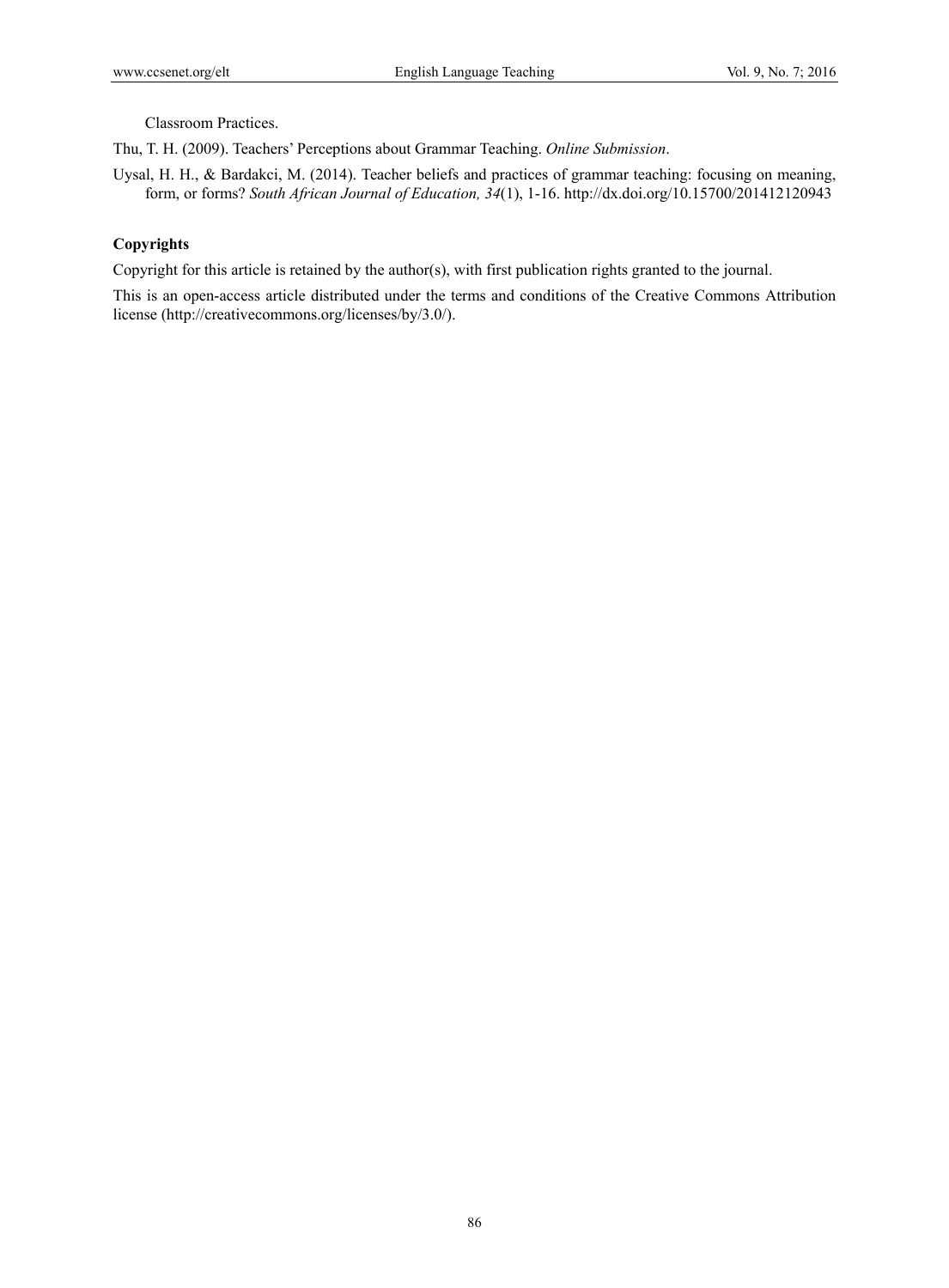Classroom Practices.

Thu, T. H. (2009). Teachers' Perceptions about Grammar Teaching. *Online Submission*.

Uysal, H. H., & Bardakci, M. (2014). Teacher beliefs and practices of grammar teaching: focusing on meaning, form, or forms? *South African Journal of Education, 34*(1), 1-16. http://dx.doi.org/10.15700/201412120943

**Copyrights**

Copyright for this article is retained by the author(s), with first publication rights granted to the journal.

This is an open-access article distributed under the terms and conditions of the Creative Commons Attribution license (http://creativecommons.org/licenses/by/3.0/).